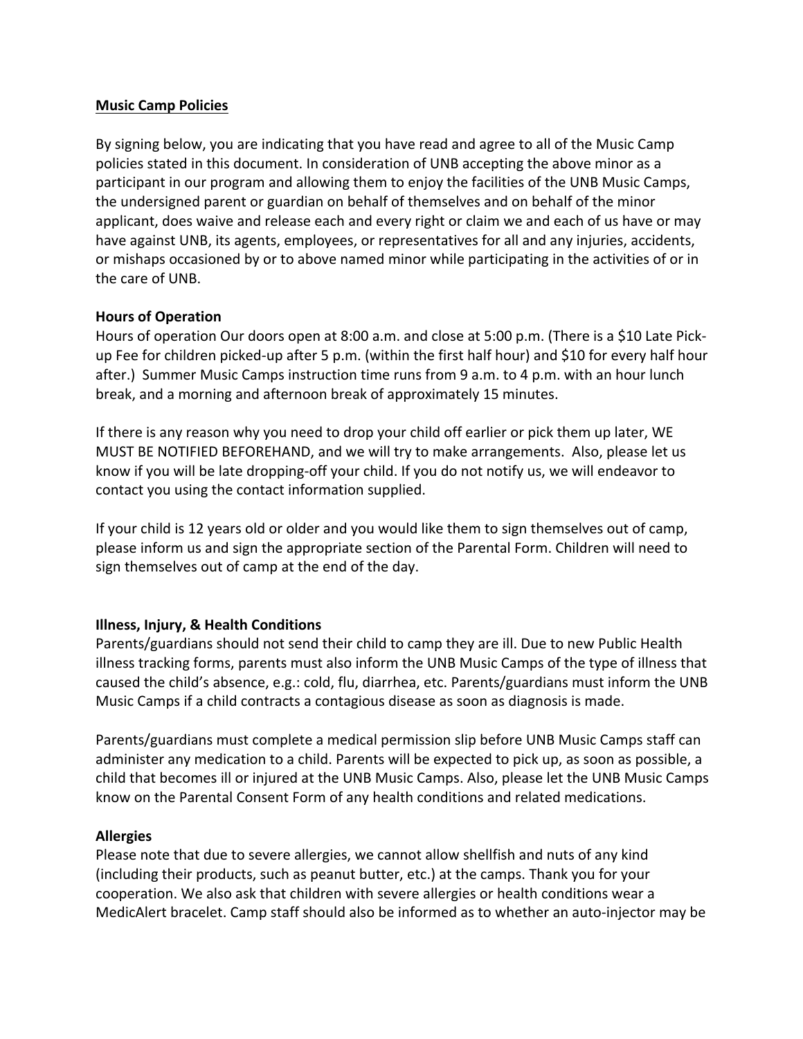## Music Camp Policies

By signing below, you are indicating that you have read and agree to all of the Music Camp policies stated in this document. In consideration of UNB accepting the above minor as a participant in our program and allowing them to enjoy the facilities of the UNB Music Camps, the undersigned parent or guardian on behalf of themselves and on behalf of the minor applicant, does waive and release each and every right or claim we and each of us have or may have against UNB, its agents, employees, or representatives for all and any injuries, accidents, or mishaps occasioned by or to above named minor while participating in the activities of or in the care of UNB.

### Hours of Operation

Hours of operation Our doors open at 8:00 a.m. and close at 5:00 p.m. (There is a $10 Late Pick-up Fee for children picked-up after 5 p.m. (within the first half hour) and $10 for every half hour after.) Summer Music Camps instruction time runs from 9 a.m. to 4 p.m. with an hour lunch break, and a morning and afternoon break of approximately 15 minutes.

If there is any reason why you need to drop your child off earlier or pick them up later, WE MUST BE NOTIFIED BEFOREHAND, and we will try to make arrangements. Also, please let us know if you will be late dropping-off your child. If you do not notify us, we will endeavor to contact you using the contact information supplied.

If your child is 12 years old or older and you would like them to sign themselves out of camp, please inform us and sign the appropriate section of the Parental Form. Children will need to sign themselves out of camp at the end of the day.

### Illness, Injury, & Health Conditions

Parents/guardians should not send their child to camp they are ill. Due to new Public Health illness tracking forms, parents must also inform the UNB Music Camps of the type of illness that caused the child's absence, e.g.: cold, flu, diarrhea, etc. Parents/guardians must inform the UNB Music Camps if a child contracts a contagious disease as soon as diagnosis is made.

Parents/guardians must complete a medical permission slip before UNB Music Camps staff can administer any medication to a child. Parents will be expected to pick up, as soon as possible, a child that becomes ill or injured at the UNB Music Camps. Also, please let the UNB Music Camps know on the Parental Consent Form of any health conditions and related medications.

### Allergies

Please note that due to severe allergies, we cannot allow shellfish and nuts of any kind (including their products, such as peanut butter, etc.) at the camps. Thank you for your cooperation. We also ask that children with severe allergies or health conditions wear a MedicAlert bracelet. Camp staff should also be informed as to whether an auto-injector may be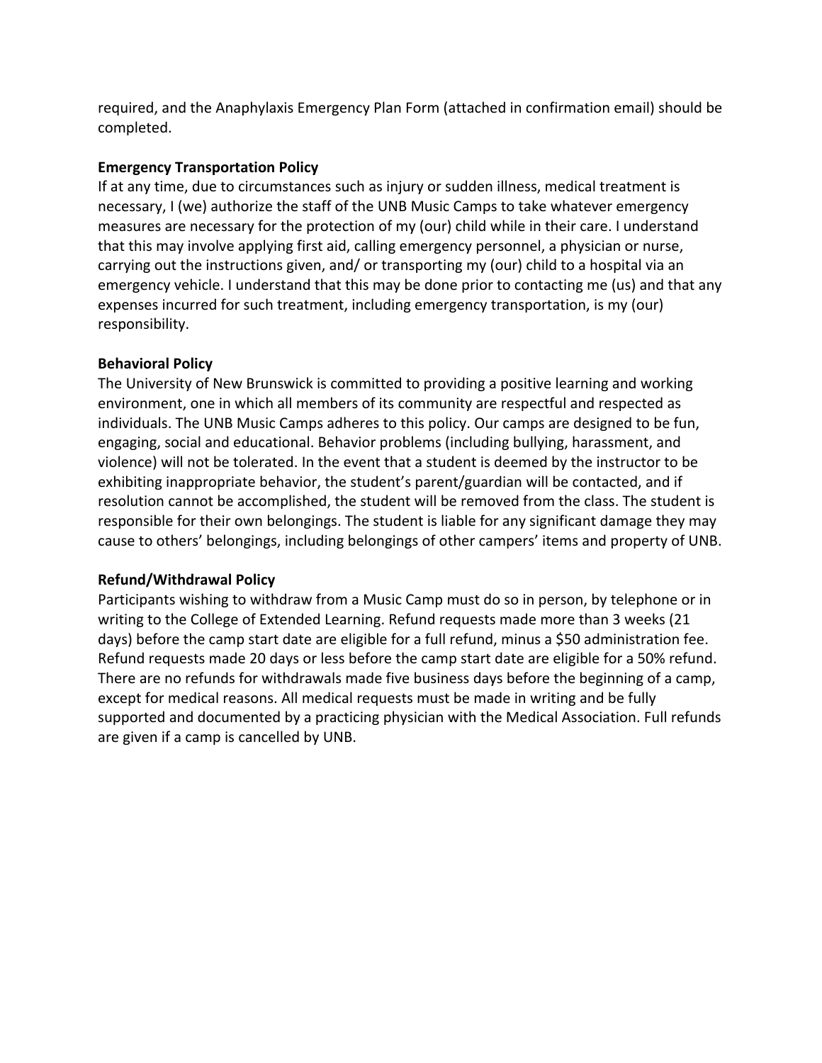required, and the Anaphylaxis Emergency Plan Form (attached in confirmation email) should be completed.

**Emergency Transportation Policy**

If at any time, due to circumstances such as injury or sudden illness, medical treatment is necessary, I (we) authorize the staff of the UNB Music Camps to take whatever emergency measures are necessary for the protection of my (our) child while in their care. I understand that this may involve applying first aid, calling emergency personnel, a physician or nurse, carrying out the instructions given, and/ or transporting my (our) child to a hospital via an emergency vehicle. I understand that this may be done prior to contacting me (us) and that any expenses incurred for such treatment, including emergency transportation, is my (our) responsibility.

**Behavioral Policy**

The University of New Brunswick is committed to providing a positive learning and working environment, one in which all members of its community are respectful and respected as individuals. The UNB Music Camps adheres to this policy. Our camps are designed to be fun, engaging, social and educational. Behavior problems (including bullying, harassment, and violence) will not be tolerated. In the event that a student is deemed by the instructor to be exhibiting inappropriate behavior, the student's parent/guardian will be contacted, and if resolution cannot be accomplished, the student will be removed from the class. The student is responsible for their own belongings. The student is liable for any significant damage they may cause to others' belongings, including belongings of other campers' items and property of UNB.

**Refund/Withdrawal Policy**

Participants wishing to withdraw from a Music Camp must do so in person, by telephone or in writing to the College of Extended Learning. Refund requests made more than 3 weeks (21 days) before the camp start date are eligible for a full refund, minus a $50 administration fee. Refund requests made 20 days or less before the camp start date are eligible for a 50% refund. There are no refunds for withdrawals made five business days before the beginning of a camp, except for medical reasons. All medical requests must be made in writing and be fully supported and documented by a practicing physician with the Medical Association. Full refunds are given if a camp is cancelled by UNB.